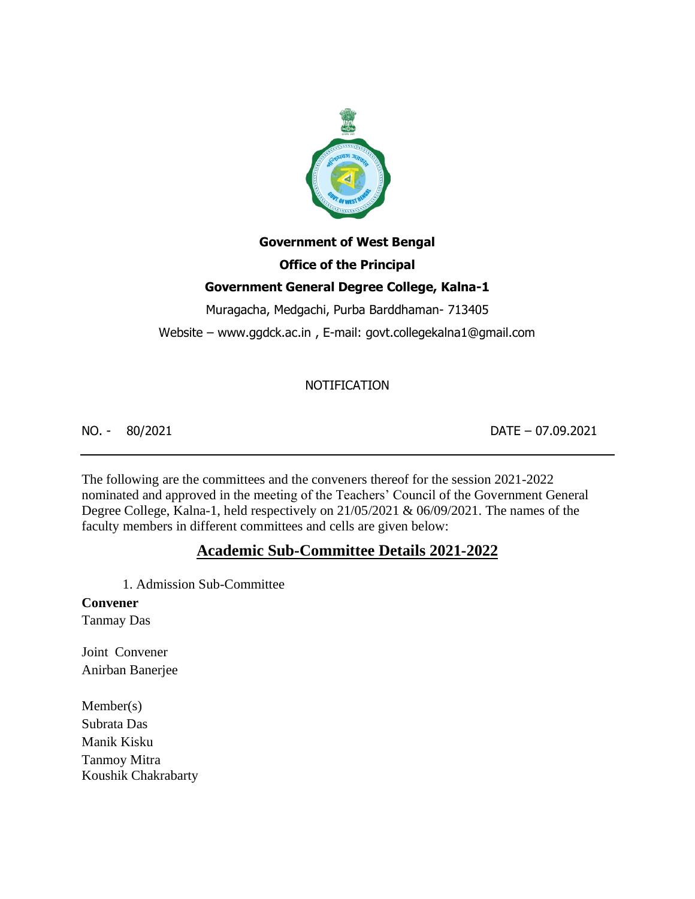**Government of West Bengal**

**Office of the Principal**

**Government General Degree College, Kalna-1**

Muragacha, Medgachi, Purba Barddhaman- 713405

Website – www.ggdck.ac.in , E-mail: govt.collegekalna1@gmail.com

NOTIFICATION

NO. - 80/2021 DATE – 07.09.2021

---

The following are the committees and the conveners thereof for the session 2021-2022 nominated and approved in the meeting of the Teachers' Council of the Government General Degree College, Kalna-1, held respectively on 21/05/2021 & 06/09/2021. The names of the faculty members in different committees and cells are given below:

## Academic Sub-Committee Details 2021-2022

1. Admission Sub-Committee

**Convener**
Tanmay Das

Joint Convener
Anirban Banerjee

Member(s)
Subrata Das
Manik Kisku
Tanmoy Mitra
Koushik Chakrabarty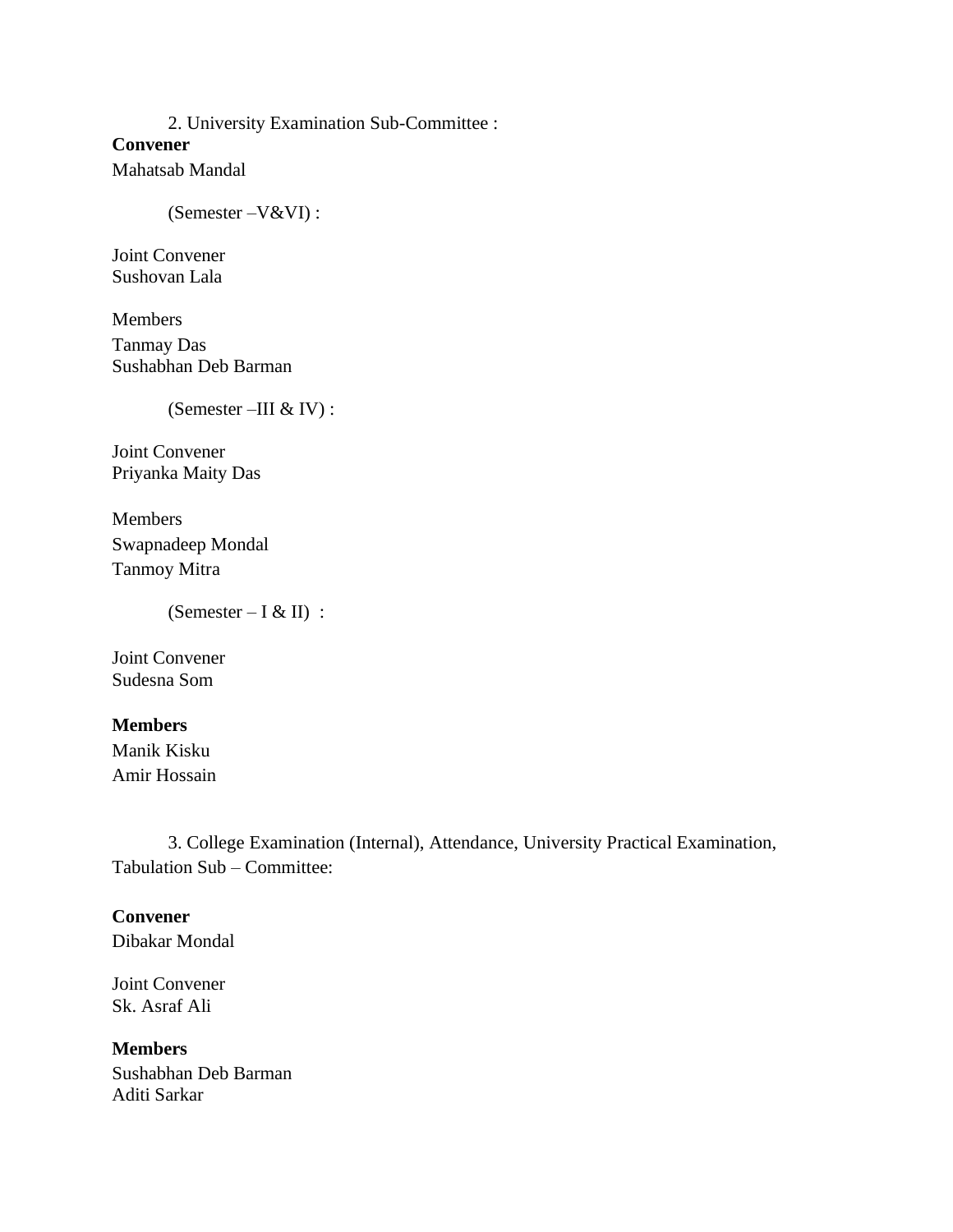2. University Examination Sub-Committee :

**Convener**
Mahatsab Mandal

(Semester –V&VI) :

Joint Convener
Sushovan Lala

Members
Tanmay Das
Sushabhan Deb Barman

(Semester –III & IV) :

Joint Convener
Priyanka Maity Das

Members
Swapnadeep Mondal
Tanmoy Mitra

(Semester – I & II) :

Joint Convener
Sudesna Som

**Members**
Manik Kisku
Amir Hossain

3. College Examination (Internal), Attendance, University Practical Examination, Tabulation Sub – Committee:

**Convener**
Dibakar Mondal

Joint Convener
Sk. Asraf Ali

**Members**
Sushabhan Deb Barman
Aditi Sarkar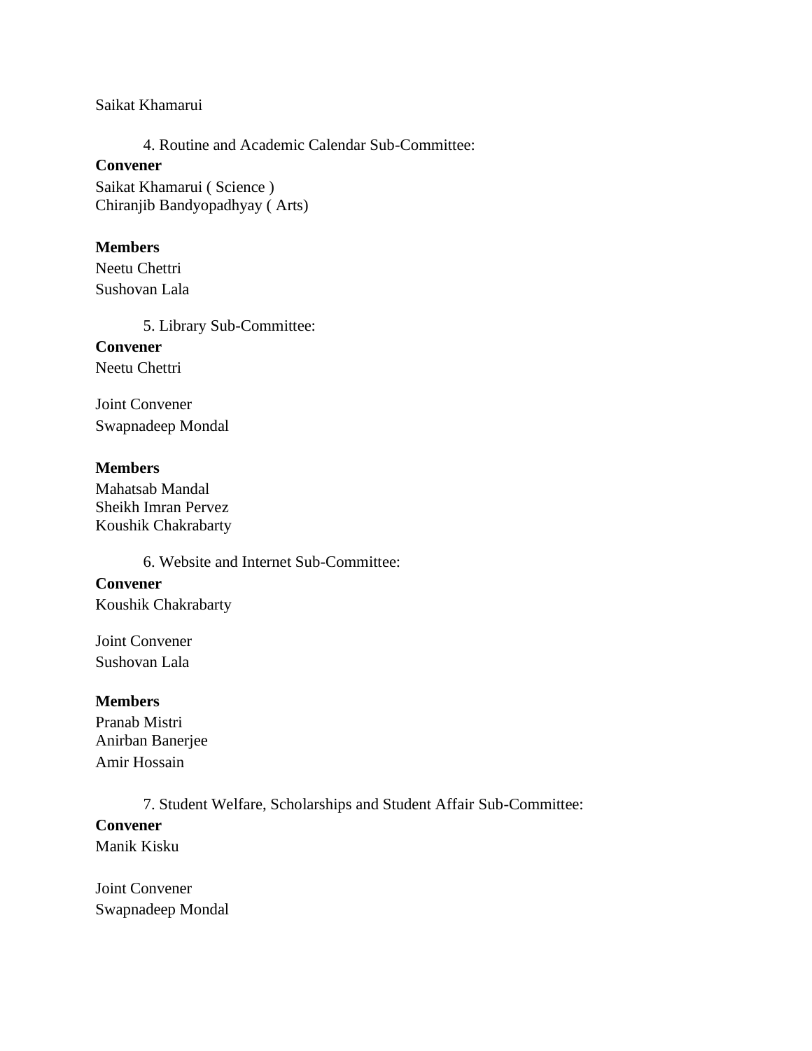Saikat Khamarui

4. Routine and Academic Calendar Sub-Committee:

**Convener**

Saikat Khamarui ( Science )
Chiranjib Bandyopadhyay ( Arts)

**Members**

Neetu Chettri
Sushovan Lala

5. Library Sub-Committee:

**Convener**

Neetu Chettri

Joint Convener

Swapnadeep Mondal

**Members**

Mahatsab Mandal
Sheikh Imran Pervez
Koushik Chakrabarty

6. Website and Internet Sub-Committee:

**Convener**

Koushik Chakrabarty

Joint Convener

Sushovan Lala

**Members**

Pranab Mistri
Anirban Banerjee
Amir Hossain

7. Student Welfare, Scholarships and Student Affair Sub-Committee:

**Convener**

Manik Kisku

Joint Convener

Swapnadeep Mondal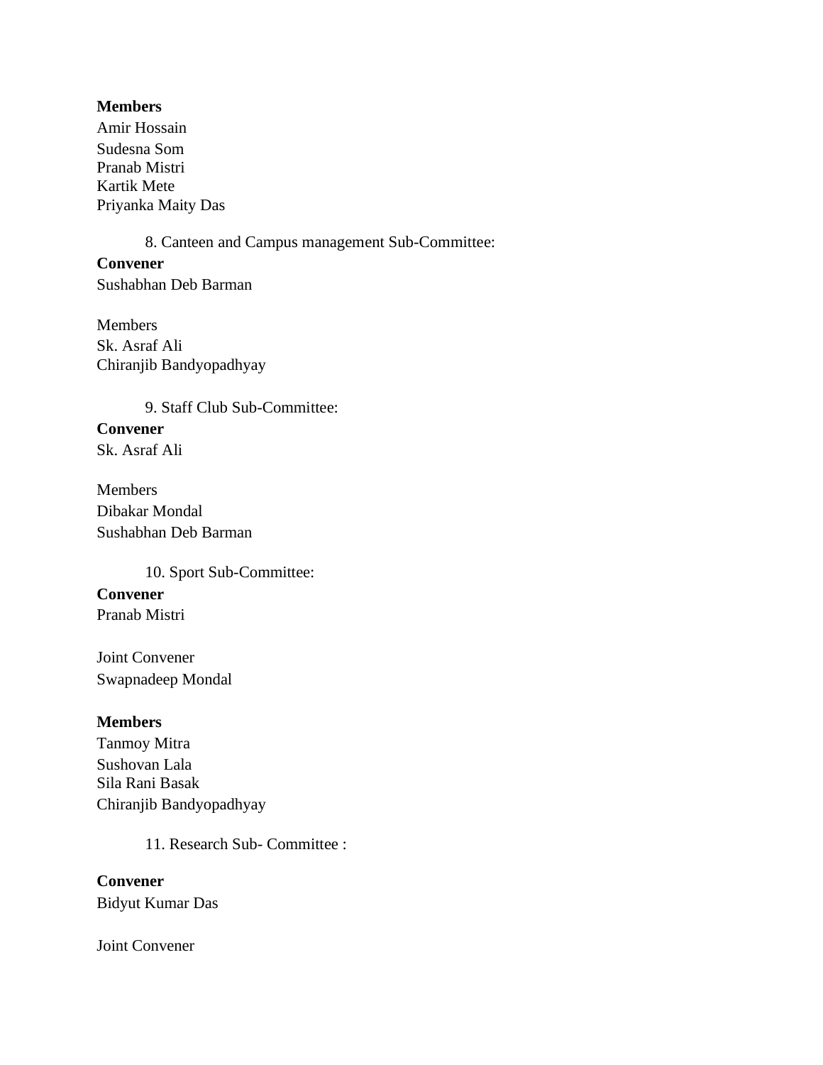**Members**

Amir Hossain
Sudesna Som
Pranab Mistri
Kartik Mete
Priyanka Maity Das

8. Canteen and Campus management Sub-Committee:

**Convener**

Sushabhan Deb Barman

Members

Sk. Asraf Ali
Chiranjib Bandyopadhyay

9. Staff Club Sub-Committee:

**Convener**

Sk. Asraf Ali

Members

Dibakar Mondal
Sushabhan Deb Barman

10. Sport Sub-Committee:

**Convener**

Pranab Mistri

Joint Convener

Swapnadeep Mondal

**Members**

Tanmoy Mitra
Sushovan Lala
Sila Rani Basak
Chiranjib Bandyopadhyay

11. Research Sub- Committee :

**Convener**

Bidyut Kumar Das

Joint Convener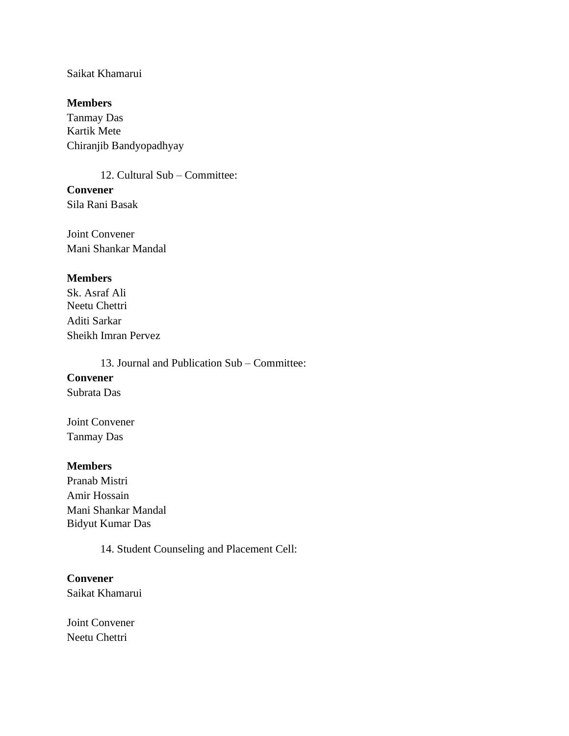Saikat Khamarui

**Members**
Tanmay Das
Kartik Mete
Chiranjib Bandyopadhyay

12. Cultural Sub – Committee:

**Convener**
Sila Rani Basak

Joint Convener
Mani Shankar Mandal

**Members**
Sk. Asraf Ali
Neetu Chettri
Aditi Sarkar
Sheikh Imran Pervez

13. Journal and Publication Sub – Committee:

**Convener**
Subrata Das

Joint Convener
Tanmay Das

**Members**
Pranab Mistri
Amir Hossain
Mani Shankar Mandal
Bidyut Kumar Das

14. Student Counseling and Placement Cell:

**Convener**
Saikat Khamarui

Joint Convener
Neetu Chettri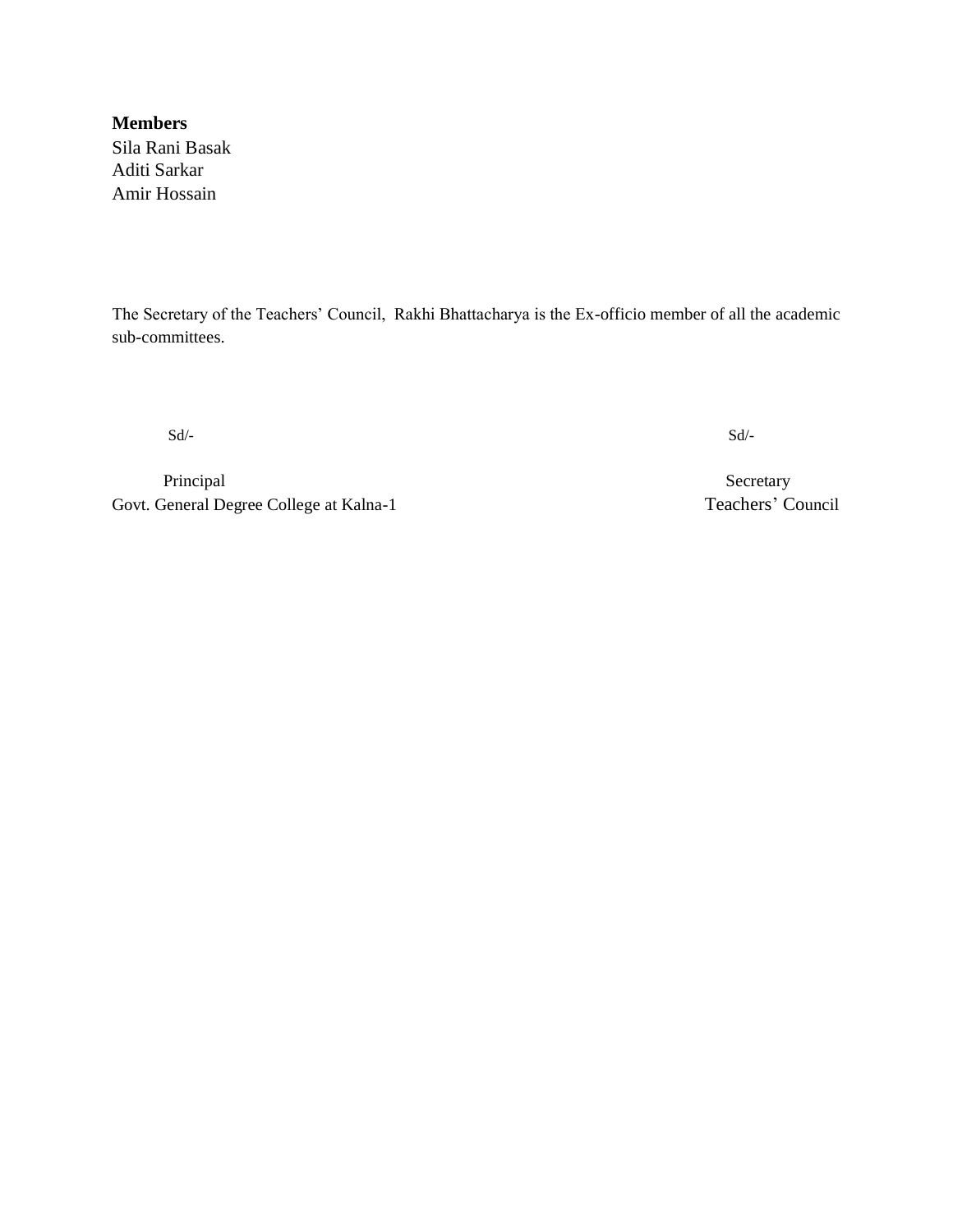**Members**

Sila Rani Basak
Aditi Sarkar
Amir Hossain

The Secretary of the Teachers' Council, Rakhi Bhattacharya is the Ex-officio member of all the academic sub-committees.

| | |
|---|---|
| Sd/- | Sd/- |
| Principal | Secretary |
| Govt. General Degree College at Kalna-1 | Teachers' Council |